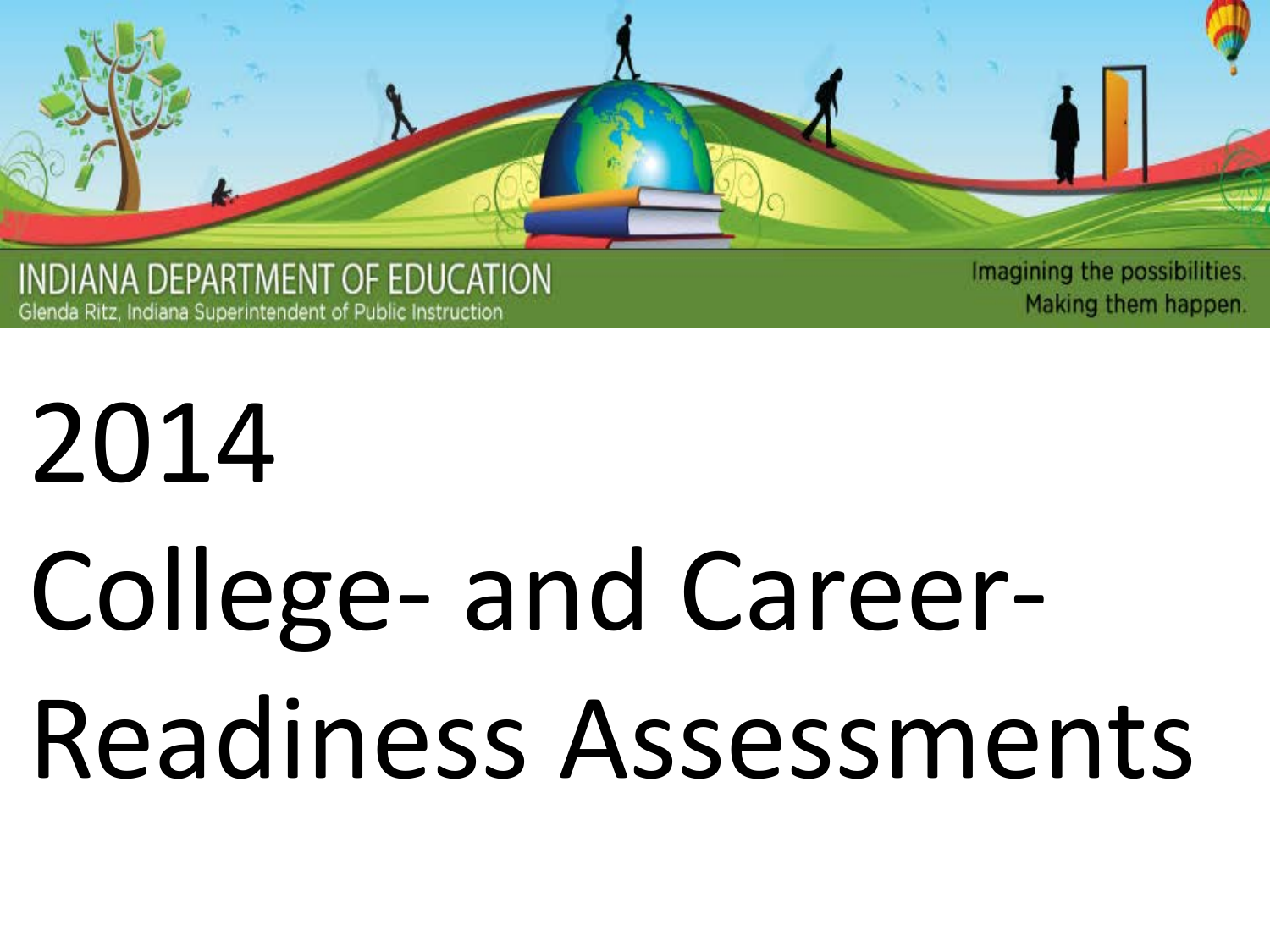INDIANA DEPARTMENT OF EDUCATION

Glenda Ritz, Indiana Superintendent of Public Instruction

Imagining the possibilities. Making them happen.

# 2014 College- and Career-Readiness Assessments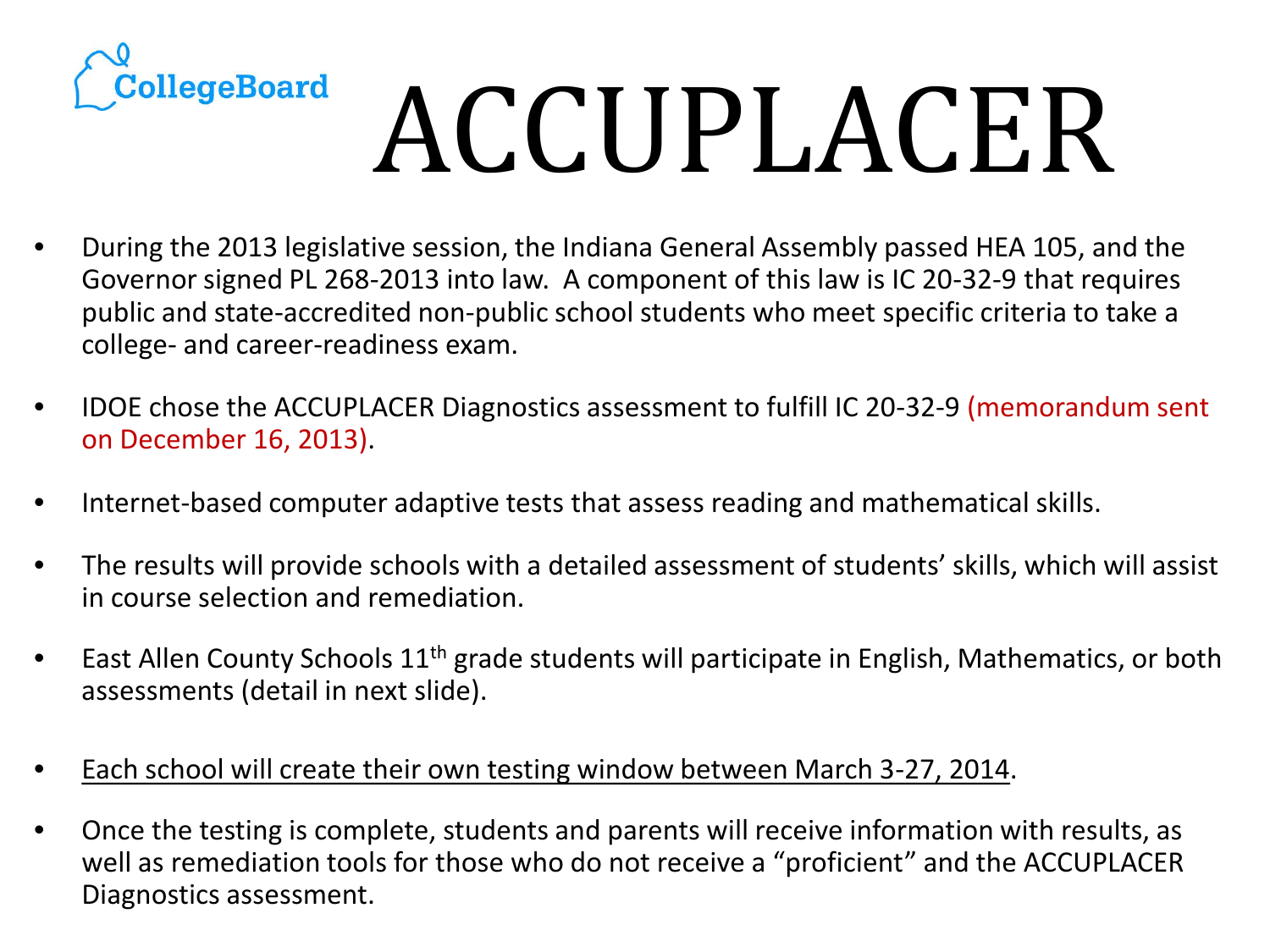CollegeBoard

# ACCUPLACER

- During the 2013 legislative session, the Indiana General Assembly passed HEA 105, and the Governor signed PL 268-2013 into law. A component of this law is IC 20-32-9 that requires public and state-accredited non-public school students who meet specific criteria to take a college- and career-readiness exam.
- IDOE chose the ACCUPLACER Diagnostics assessment to fulfill IC 20-32-9 (memorandum sent on December 16, 2013).
- Internet-based computer adaptive tests that assess reading and mathematical skills.
- The results will provide schools with a detailed assessment of students' skills, which will assist in course selection and remediation.
- East Allen County Schools 11th grade students will participate in English, Mathematics, or both assessments (detail in next slide).
- Each school will create their own testing window between March 3-27, 2014.
- Once the testing is complete, students and parents will receive information with results, as well as remediation tools for those who do not receive a "proficient" and the ACCUPLACER Diagnostics assessment.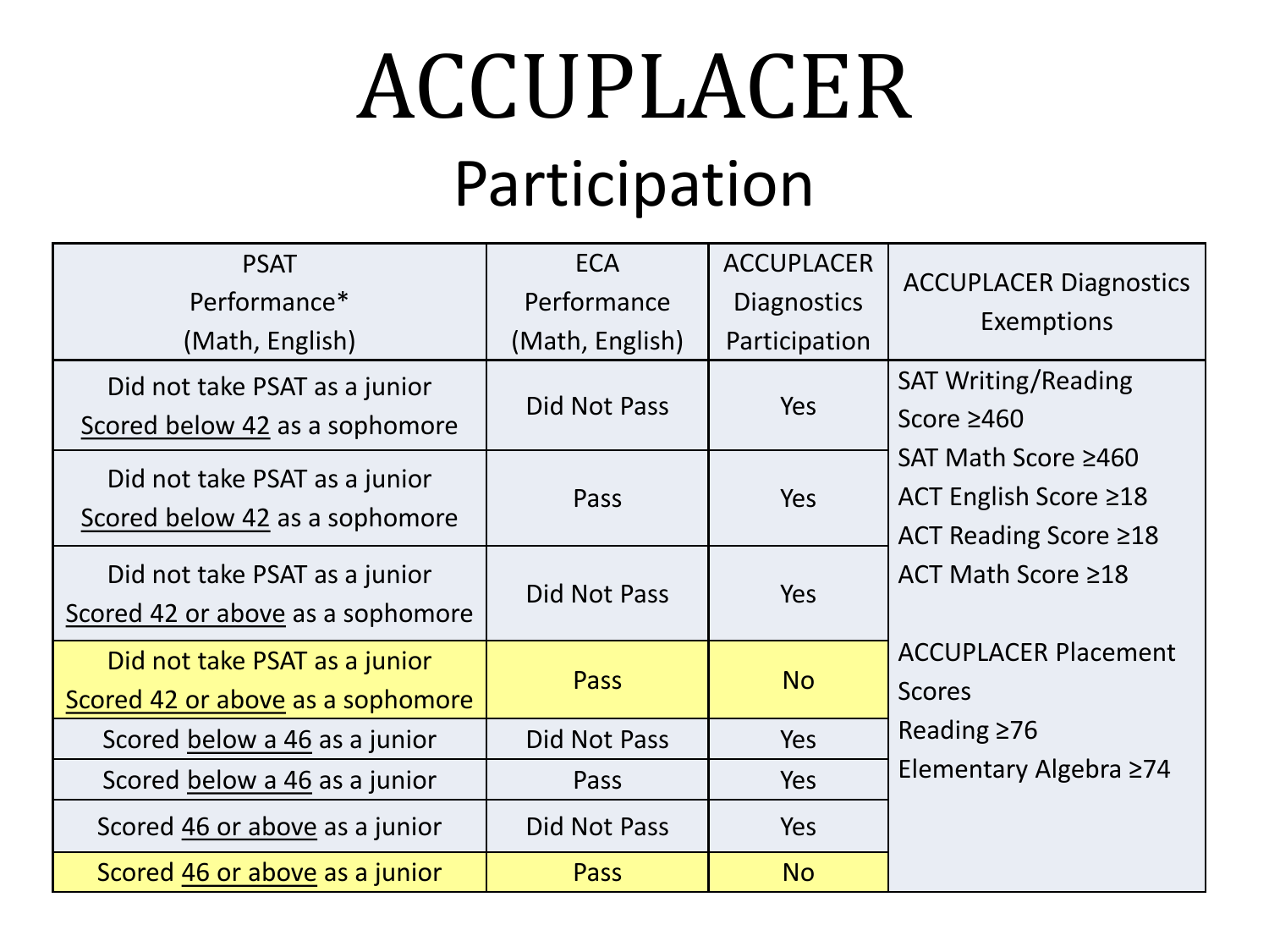# ACCUPLACER

## Participation

| PSAT Performance* (Math, English) | ECA Performance (Math, English) | ACCUPLACER Diagnostics Participation | ACCUPLACER Diagnostics Exemptions |
|---|---|---|---|
| Did not take PSAT as a junior<br>Scored below 42 as a sophomore | Did Not Pass | Yes | SAT Writing/Reading Score ≥460<br>SAT Math Score ≥460<br>ACT English Score ≥18<br>ACT Reading Score ≥18<br>ACT Math Score ≥18<br><br>ACCUPLACER Placement Scores<br>Reading ≥76<br>Elementary Algebra ≥74 |
| Did not take PSAT as a junior<br>Scored below 42 as a sophomore | Pass | Yes | |
| Did not take PSAT as a junior<br>Scored 42 or above as a sophomore | Did Not Pass | Yes | |
| Did not take PSAT as a junior<br>Scored 42 or above as a sophomore | Pass | No | |
| Scored below a 46 as a junior | Did Not Pass | Yes | |
| Scored below a 46 as a junior | Pass | Yes | |
| Scored 46 or above as a junior | Did Not Pass | Yes | |
| Scored 46 or above as a junior | Pass | No | |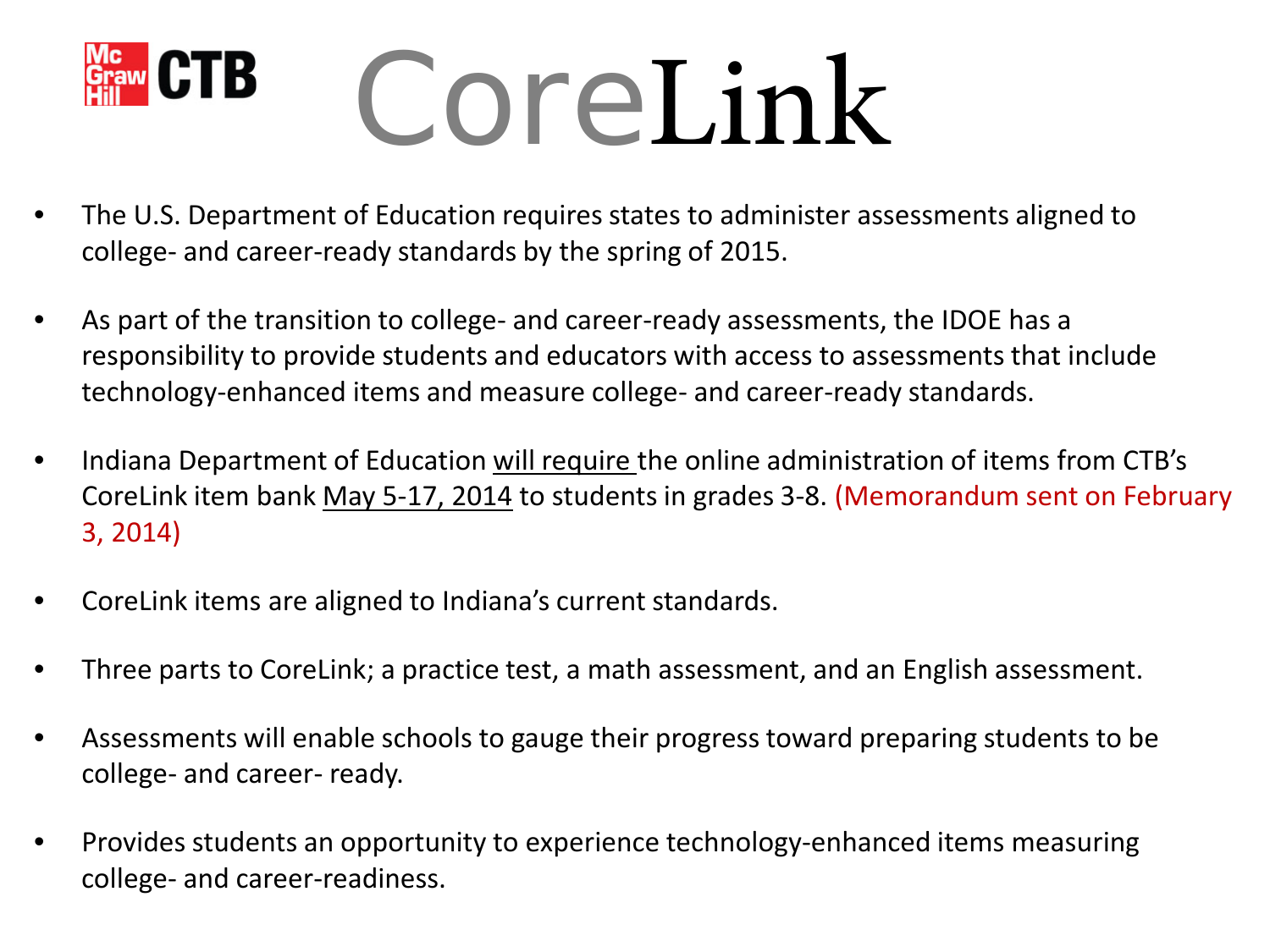# McGraw Hill CTB CoreLink

- The U.S. Department of Education requires states to administer assessments aligned to college- and career-ready standards by the spring of 2015.
- As part of the transition to college- and career-ready assessments, the IDOE has a responsibility to provide students and educators with access to assessments that include technology-enhanced items and measure college- and career-ready standards.
- Indiana Department of Education <u>will require</u> the online administration of items from CTB's CoreLink item bank <u>May 5-17, 2014</u> to students in grades 3-8. (Memorandum sent on February 3, 2014)
- CoreLink items are aligned to Indiana's current standards.
- Three parts to CoreLink; a practice test, a math assessment, and an English assessment.
- Assessments will enable schools to gauge their progress toward preparing students to be college- and career- ready.
- Provides students an opportunity to experience technology-enhanced items measuring college- and career-readiness.